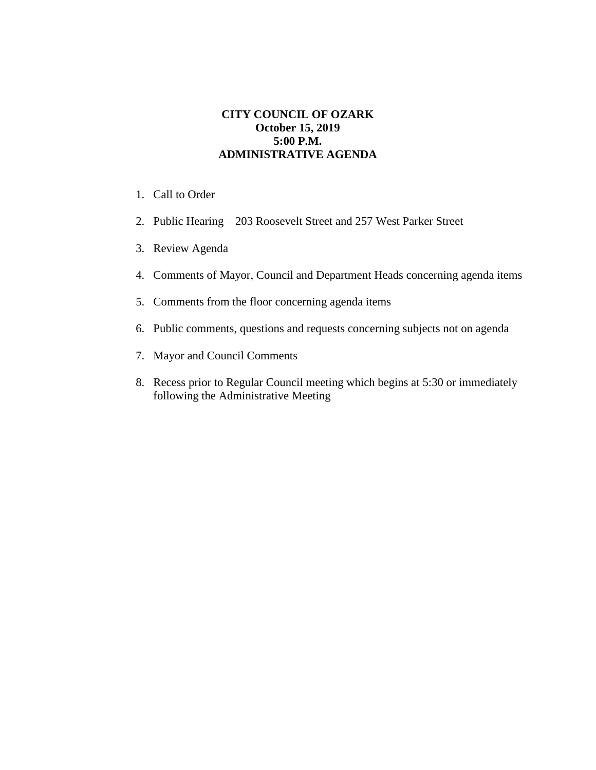# CITY COUNCIL OF OZARK
**October 15, 2019**
**5:00 P.M.**
**ADMINISTRATIVE AGENDA**

1. Call to Order
2. Public Hearing – 203 Roosevelt Street and 257 West Parker Street
3. Review Agenda
4. Comments of Mayor, Council and Department Heads concerning agenda items
5. Comments from the floor concerning agenda items
6. Public comments, questions and requests concerning subjects not on agenda
7. Mayor and Council Comments
8. Recess prior to Regular Council meeting which begins at 5:30 or immediately following the Administrative Meeting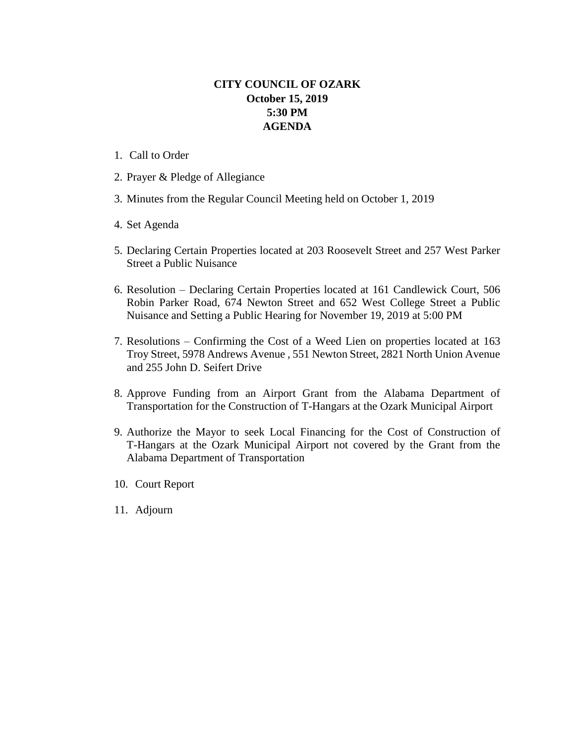**CITY COUNCIL OF OZARK**
**October 15, 2019**
**5:30 PM**
**AGENDA**

1. Call to Order
2. Prayer & Pledge of Allegiance
3. Minutes from the Regular Council Meeting held on October 1, 2019
4. Set Agenda
5. Declaring Certain Properties located at 203 Roosevelt Street and 257 West Parker Street a Public Nuisance
6. Resolution – Declaring Certain Properties located at 161 Candlewick Court, 506 Robin Parker Road, 674 Newton Street and 652 West College Street a Public Nuisance and Setting a Public Hearing for November 19, 2019 at 5:00 PM
7. Resolutions – Confirming the Cost of a Weed Lien on properties located at 163 Troy Street, 5978 Andrews Avenue , 551 Newton Street, 2821 North Union Avenue and 255 John D. Seifert Drive
8. Approve Funding from an Airport Grant from the Alabama Department of Transportation for the Construction of T-Hangars at the Ozark Municipal Airport
9. Authorize the Mayor to seek Local Financing for the Cost of Construction of T-Hangars at the Ozark Municipal Airport not covered by the Grant from the Alabama Department of Transportation
10. Court Report
11. Adjourn